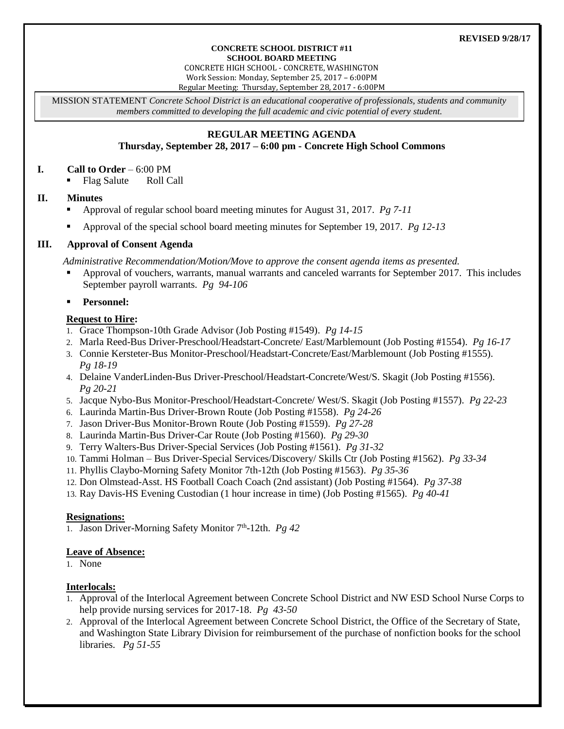REVISED 9/28/17

**CONCRETE SCHOOL DISTRICT #11**
**SCHOOL BOARD MEETING**
CONCRETE HIGH SCHOOL - CONCRETE, WASHINGTON
Work Session: Monday, September 25, 2017 – 6:00PM
Regular Meeting: Thursday, September 28, 2017 - 6:00PM

MISSION STATEMENT *Concrete School District is an educational cooperative of professionals, students and community members committed to developing the full academic and civic potential of every student.*

## REGULAR MEETING AGENDA
### Thursday, September 28, 2017 – 6:00 pm - Concrete High School Commons

**I. Call to Order** – 6:00 PM

- Flag Salute   Roll Call

**II. Minutes**

- Approval of regular school board meeting minutes for August 31, 2017. *Pg 7-11*
- Approval of the special school board meeting minutes for September 19, 2017. *Pg 12-13*

**III. Approval of Consent Agenda**

*Administrative Recommendation/Motion/Move to approve the consent agenda items as presented.*

- Approval of vouchers, warrants, manual warrants and canceled warrants for September 2017. This includes September payroll warrants. *Pg 94-106*
- **Personnel:**

**Request to Hire:**

1. Grace Thompson-10th Grade Advisor (Job Posting #1549). *Pg 14-15*
2. Marla Reed-Bus Driver-Preschool/Headstart-Concrete/ East/Marblemount (Job Posting #1554). *Pg 16-17*
3. Connie Kersteter-Bus Monitor-Preschool/Headstart-Concrete/East/Marblemount (Job Posting #1555). *Pg 18-19*
4. Delaine VanderLinden-Bus Driver-Preschool/Headstart-Concrete/West/S. Skagit (Job Posting #1556). *Pg 20-21*
5. Jacque Nybo-Bus Monitor-Preschool/Headstart-Concrete/ West/S. Skagit (Job Posting #1557). *Pg 22-23*
6. Laurinda Martin-Bus Driver-Brown Route (Job Posting #1558). *Pg 24-26*
7. Jason Driver-Bus Monitor-Brown Route (Job Posting #1559). *Pg 27-28*
8. Laurinda Martin-Bus Driver-Car Route (Job Posting #1560). *Pg 29-30*
9. Terry Walters-Bus Driver-Special Services (Job Posting #1561). *Pg 31-32*
10. Tammi Holman – Bus Driver-Special Services/Discovery/ Skills Ctr (Job Posting #1562). *Pg 33-34*
11. Phyllis Claybo-Morning Safety Monitor 7th-12th (Job Posting #1563). *Pg 35-36*
12. Don Olmstead-Asst. HS Football Coach Coach (2nd assistant) (Job Posting #1564). *Pg 37-38*
13. Ray Davis-HS Evening Custodian (1 hour increase in time) (Job Posting #1565). *Pg 40-41*

**Resignations:**

1. Jason Driver-Morning Safety Monitor 7th-12th. *Pg 42*

**Leave of Absence:**

1. None

**Interlocals:**

1. Approval of the Interlocal Agreement between Concrete School District and NW ESD School Nurse Corps to help provide nursing services for 2017-18. *Pg 43-50*
2. Approval of the Interlocal Agreement between Concrete School District, the Office of the Secretary of State, and Washington State Library Division for reimbursement of the purchase of nonfiction books for the school libraries. *Pg 51-55*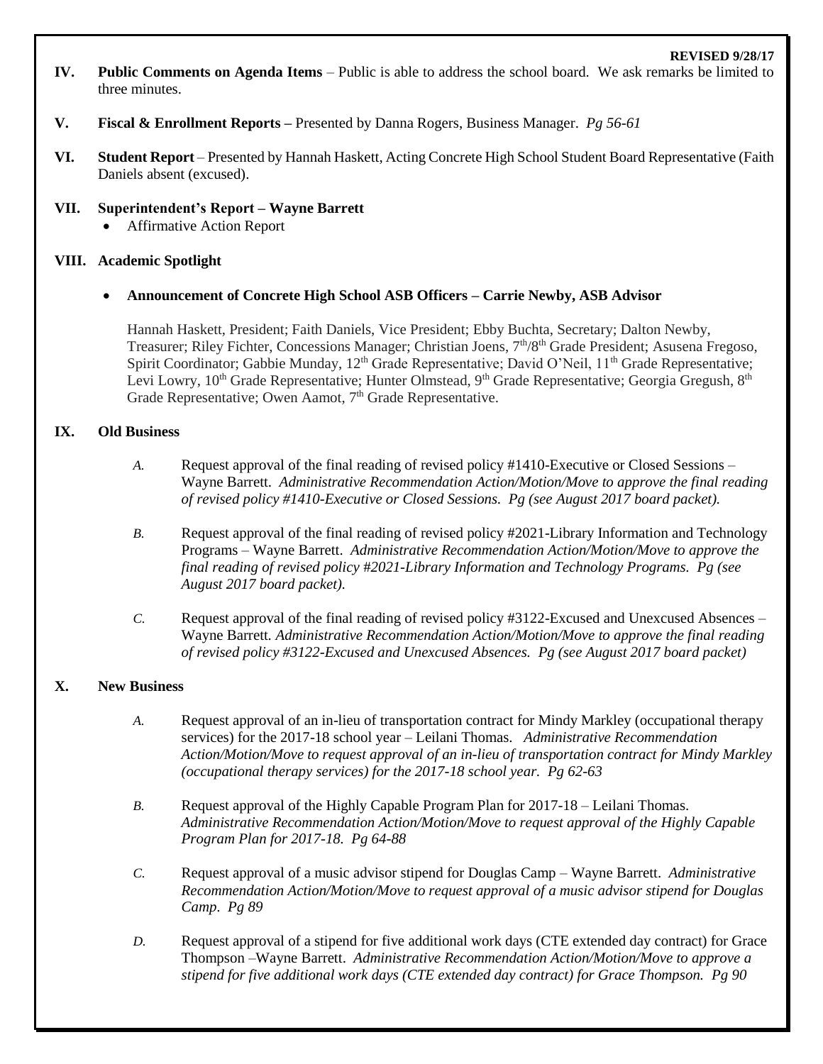**REVISED 9/28/17**

**IV. Public Comments on Agenda Items** – Public is able to address the school board. We ask remarks be limited to three minutes.

**V. Fiscal & Enrollment Reports –** Presented by Danna Rogers, Business Manager. *Pg 56-61*

**VI. Student Report** – Presented by Hannah Haskett, Acting Concrete High School Student Board Representative (Faith Daniels absent (excused).

**VII. Superintendent's Report – Wayne Barrett**

- Affirmative Action Report

**VIII. Academic Spotlight**

- **Announcement of Concrete High School ASB Officers – Carrie Newby, ASB Advisor**

  Hannah Haskett, President; Faith Daniels, Vice President; Ebby Buchta, Secretary; Dalton Newby, Treasurer; Riley Fichter, Concessions Manager; Christian Joens, 7th/8th Grade President; Asusena Fregoso, Spirit Coordinator; Gabbie Munday, 12th Grade Representative; David O'Neil, 11th Grade Representative; Levi Lowry, 10th Grade Representative; Hunter Olmstead, 9th Grade Representative; Georgia Gregush, 8th Grade Representative; Owen Aamot, 7th Grade Representative.

**IX. Old Business**

*A.* Request approval of the final reading of revised policy #1410-Executive or Closed Sessions – Wayne Barrett. *Administrative Recommendation Action/Motion/Move to approve the final reading of revised policy #1410-Executive or Closed Sessions. Pg (see August 2017 board packet).*

*B.* Request approval of the final reading of revised policy #2021-Library Information and Technology Programs – Wayne Barrett. *Administrative Recommendation Action/Motion/Move to approve the final reading of revised policy #2021-Library Information and Technology Programs. Pg (see August 2017 board packet).*

*C.* Request approval of the final reading of revised policy #3122-Excused and Unexcused Absences – Wayne Barrett. *Administrative Recommendation Action/Motion/Move to approve the final reading of revised policy #3122-Excused and Unexcused Absences. Pg (see August 2017 board packet)*

**X. New Business**

*A.* Request approval of an in-lieu of transportation contract for Mindy Markley (occupational therapy services) for the 2017-18 school year – Leilani Thomas. *Administrative Recommendation Action/Motion/Move to request approval of an in-lieu of transportation contract for Mindy Markley (occupational therapy services) for the 2017-18 school year. Pg 62-63*

*B.* Request approval of the Highly Capable Program Plan for 2017-18 – Leilani Thomas. *Administrative Recommendation Action/Motion/Move to request approval of the Highly Capable Program Plan for 2017-18. Pg 64-88*

*C.* Request approval of a music advisor stipend for Douglas Camp – Wayne Barrett. *Administrative Recommendation Action/Motion/Move to request approval of a music advisor stipend for Douglas Camp. Pg 89*

*D.* Request approval of a stipend for five additional work days (CTE extended day contract) for Grace Thompson –Wayne Barrett. *Administrative Recommendation Action/Motion/Move to approve a stipend for five additional work days (CTE extended day contract) for Grace Thompson. Pg 90*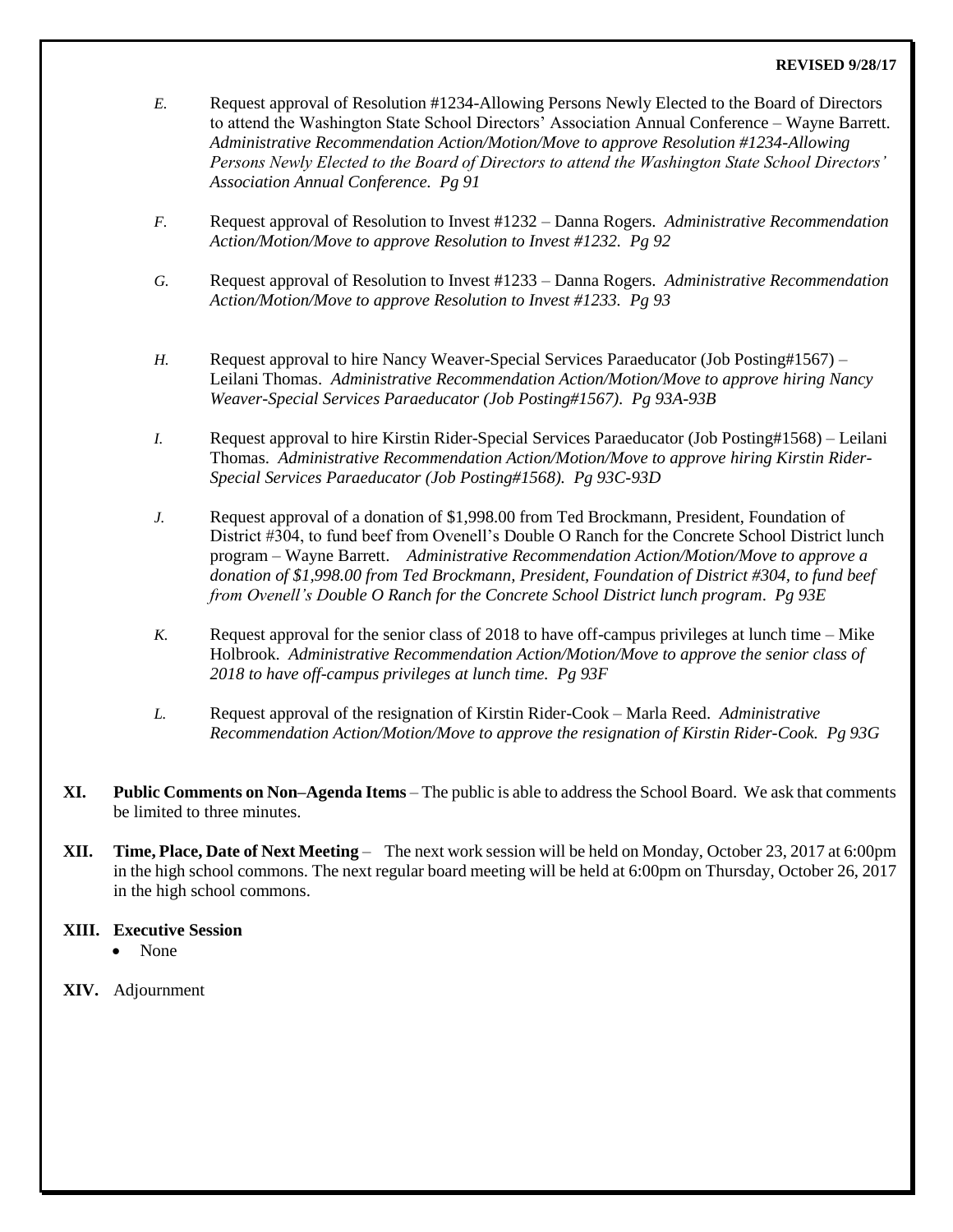**REVISED 9/28/17**

*E.* Request approval of Resolution #1234-Allowing Persons Newly Elected to the Board of Directors to attend the Washington State School Directors' Association Annual Conference – Wayne Barrett. *Administrative Recommendation Action/Motion/Move to approve Resolution #1234-Allowing Persons Newly Elected to the Board of Directors to attend the Washington State School Directors' Association Annual Conference. Pg 91*

*F.* Request approval of Resolution to Invest #1232 – Danna Rogers. *Administrative Recommendation Action/Motion/Move to approve Resolution to Invest #1232. Pg 92*

*G.* Request approval of Resolution to Invest #1233 – Danna Rogers. *Administrative Recommendation Action/Motion/Move to approve Resolution to Invest #1233. Pg 93*

*H.* Request approval to hire Nancy Weaver-Special Services Paraeducator (Job Posting#1567) – Leilani Thomas. *Administrative Recommendation Action/Motion/Move to approve hiring Nancy Weaver-Special Services Paraeducator (Job Posting#1567). Pg 93A-93B*

*I.* Request approval to hire Kirstin Rider-Special Services Paraeducator (Job Posting#1568) – Leilani Thomas. *Administrative Recommendation Action/Motion/Move to approve hiring Kirstin Rider-Special Services Paraeducator (Job Posting#1568). Pg 93C-93D*

*J.* Request approval of a donation of $1,998.00 from Ted Brockmann, President, Foundation of District #304, to fund beef from Ovenell's Double O Ranch for the Concrete School District lunch program – Wayne Barrett. *Administrative Recommendation Action/Motion/Move to approve a donation of $1,998.00 from Ted Brockmann, President, Foundation of District #304, to fund beef from Ovenell's Double O Ranch for the Concrete School District lunch program. Pg 93E*

*K.* Request approval for the senior class of 2018 to have off-campus privileges at lunch time – Mike Holbrook. *Administrative Recommendation Action/Motion/Move to approve the senior class of 2018 to have off-campus privileges at lunch time. Pg 93F*

*L.* Request approval of the resignation of Kirstin Rider-Cook – Marla Reed. *Administrative Recommendation Action/Motion/Move to approve the resignation of Kirstin Rider-Cook. Pg 93G*

**XI. Public Comments on Non–Agenda Items** – The public is able to address the School Board. We ask that comments be limited to three minutes.

**XII. Time, Place, Date of Next Meeting** – The next work session will be held on Monday, October 23, 2017 at 6:00pm in the high school commons. The next regular board meeting will be held at 6:00pm on Thursday, October 26, 2017 in the high school commons.

**XIII. Executive Session**

- None

**XIV.** Adjournment